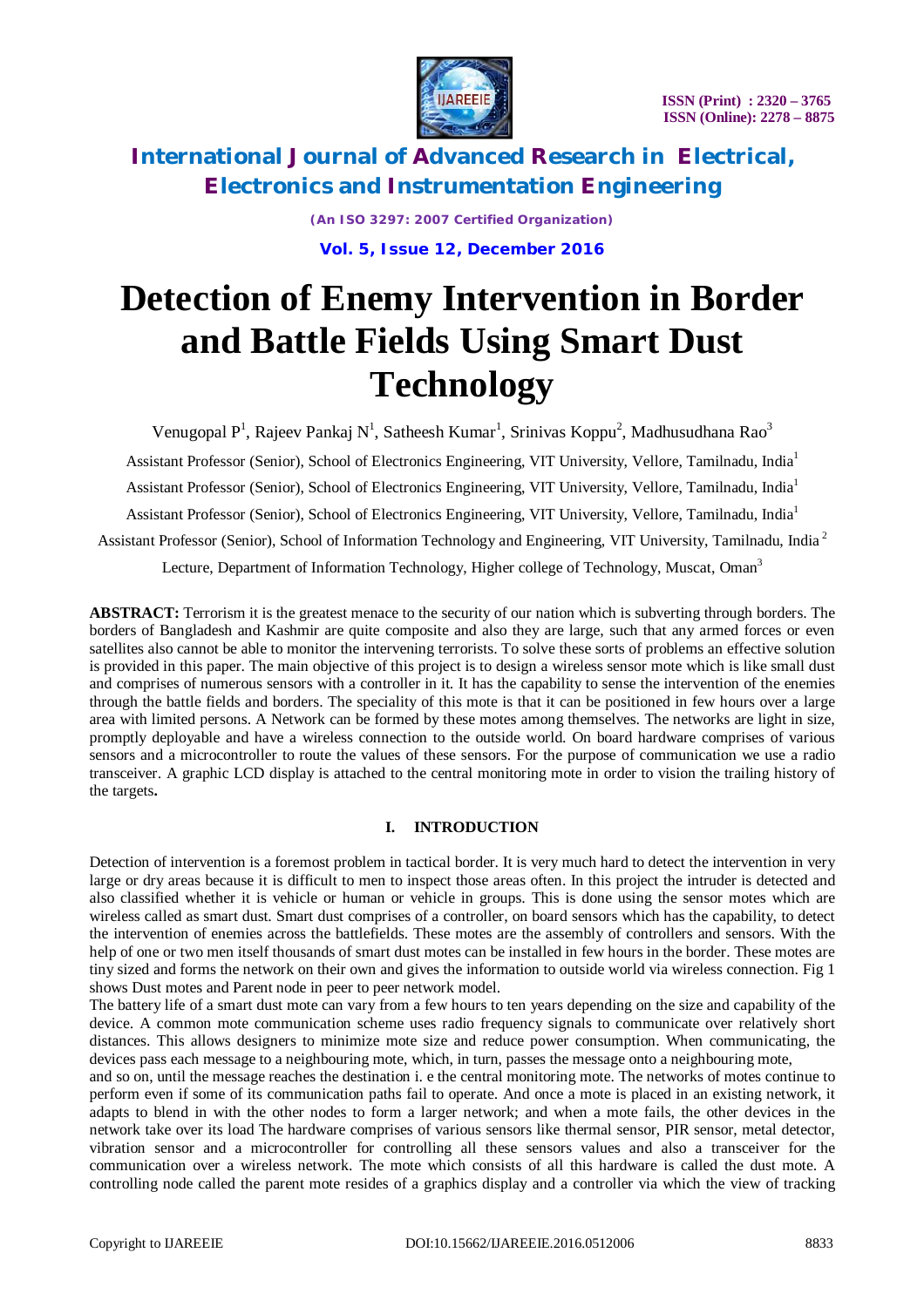# Detection of Enemy Intervention in Border and Battle Fields Using Smart Dust Technology

Venugopal P[1], Rajeev Pankaj N[1], Satheesh Kumar[1], Srinivas Koppu[2], Madhusudhana Rao[3]

Assistant Professor (Senior), School of Electronics Engineering, VIT University, Vellore, Tamilnadu, India[1]

Assistant Professor (Senior), School of Electronics Engineering, VIT University, Vellore, Tamilnadu, India[1]

Assistant Professor (Senior), School of Electronics Engineering, VIT University, Vellore, Tamilnadu, India[1]

Assistant Professor (Senior), School of Information Technology and Engineering, VIT University, Tamilnadu, India [2]

Lecture, Department of Information Technology, Higher college of Technology, Muscat, Oman[3]

**ABSTRACT:** Terrorism it is the greatest menace to the security of our nation which is subverting through borders. The borders of Bangladesh and Kashmir are quite composite and also they are large, such that any armed forces or even satellites also cannot be able to monitor the intervening terrorists. To solve these sorts of problems an effective solution is provided in this paper. The main objective of this project is to design a wireless sensor mote which is like small dust and comprises of numerous sensors with a controller in it. It has the capability to sense the intervention of the enemies through the battle fields and borders. The speciality of this mote is that it can be positioned in few hours over a large area with limited persons. A Network can be formed by these motes among themselves. The networks are light in size, promptly deployable and have a wireless connection to the outside world. On board hardware comprises of various sensors and a microcontroller to route the values of these sensors. For the purpose of communication we use a radio transceiver. A graphic LCD display is attached to the central monitoring mote in order to vision the trailing history of the targets**.**

## I. INTRODUCTION

Detection of intervention is a foremost problem in tactical border. It is very much hard to detect the intervention in very large or dry areas because it is difficult to men to inspect those areas often. In this project the intruder is detected and also classified whether it is vehicle or human or vehicle in groups. This is done using the sensor motes which are wireless called as smart dust. Smart dust comprises of a controller, on board sensors which has the capability, to detect the intervention of enemies across the battlefields. These motes are the assembly of controllers and sensors. With the help of one or two men itself thousands of smart dust motes can be installed in few hours in the border. These motes are tiny sized and forms the network on their own and gives the information to outside world via wireless connection. Fig 1 shows Dust motes and Parent node in peer to peer network model.

The battery life of a smart dust mote can vary from a few hours to ten years depending on the size and capability of the device. A common mote communication scheme uses radio frequency signals to communicate over relatively short distances. This allows designers to minimize mote size and reduce power consumption. When communicating, the devices pass each message to a neighbouring mote, which, in turn, passes the message onto a neighbouring mote, and so on, until the message reaches the destination i. e the central monitoring mote. The networks of motes continue to perform even if some of its communication paths fail to operate. And once a mote is placed in an existing network, it adapts to blend in with the other nodes to form a larger network; and when a mote fails, the other devices in the network take over its load The hardware comprises of various sensors like thermal sensor, PIR sensor, metal detector, vibration sensor and a microcontroller for controlling all these sensors values and also a transceiver for the communication over a wireless network. The mote which consists of all this hardware is called the dust mote. A controlling node called the parent mote resides of a graphics display and a controller via which the view of tracking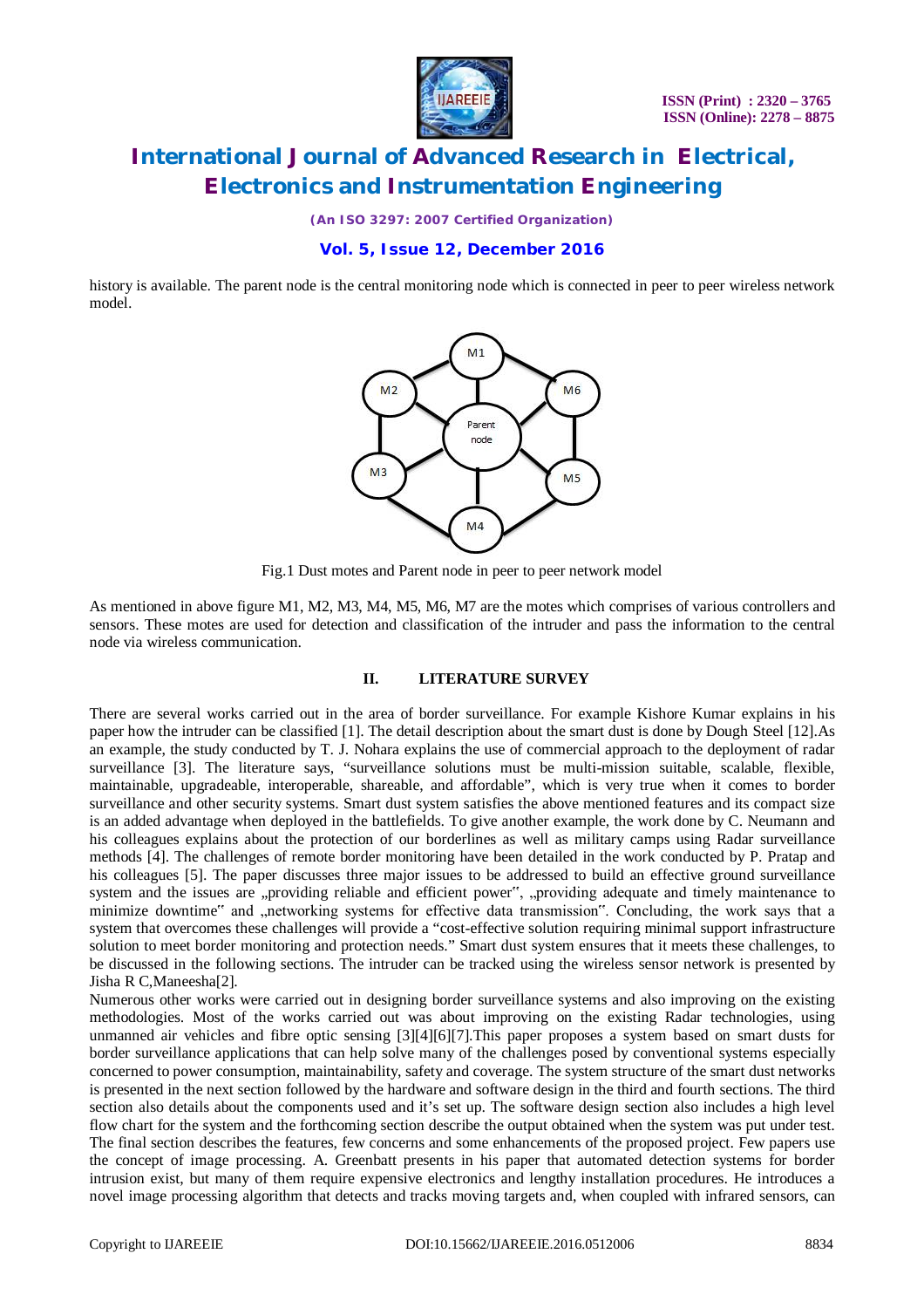history is available. The parent node is the central monitoring node which is connected in peer to peer wireless network model.

Fig.1 Dust motes and Parent node in peer to peer network model

As mentioned in above figure M1, M2, M3, M4, M5, M6, M7 are the motes which comprises of various controllers and sensors. These motes are used for detection and classification of the intruder and pass the information to the central node via wireless communication.

## II. LITERATURE SURVEY

There are several works carried out in the area of border surveillance. For example Kishore Kumar explains in his paper how the intruder can be classified [1]. The detail description about the smart dust is done by Dough Steel [12].As an example, the study conducted by T. J. Nohara explains the use of commercial approach to the deployment of radar surveillance [3]. The literature says, "surveillance solutions must be multi-mission suitable, scalable, flexible, maintainable, upgradeable, interoperable, shareable, and affordable", which is very true when it comes to border surveillance and other security systems. Smart dust system satisfies the above mentioned features and its compact size is an added advantage when deployed in the battlefields. To give another example, the work done by C. Neumann and his colleagues explains about the protection of our borderlines as well as military camps using Radar surveillance methods [4]. The challenges of remote border monitoring have been detailed in the work conducted by P. Pratap and his colleagues [5]. The paper discusses three major issues to be addressed to build an effective ground surveillance system and the issues are „providing reliable and efficient power", „providing adequate and timely maintenance to minimize downtime" and „networking systems for effective data transmission". Concluding, the work says that a system that overcomes these challenges will provide a "cost-effective solution requiring minimal support infrastructure solution to meet border monitoring and protection needs." Smart dust system ensures that it meets these challenges, to be discussed in the following sections. The intruder can be tracked using the wireless sensor network is presented by Jisha R C,Maneesha[2].

Numerous other works were carried out in designing border surveillance systems and also improving on the existing methodologies. Most of the works carried out was about improving on the existing Radar technologies, using unmanned air vehicles and fibre optic sensing [3][4][6][7].This paper proposes a system based on smart dusts for border surveillance applications that can help solve many of the challenges posed by conventional systems especially concerned to power consumption, maintainability, safety and coverage. The system structure of the smart dust networks is presented in the next section followed by the hardware and software design in the third and fourth sections. The third section also details about the components used and it's set up. The software design section also includes a high level flow chart for the system and the forthcoming section describe the output obtained when the system was put under test. The final section describes the features, few concerns and some enhancements of the proposed project. Few papers use the concept of image processing. A. Greenbatt presents in his paper that automated detection systems for border intrusion exist, but many of them require expensive electronics and lengthy installation procedures. He introduces a novel image processing algorithm that detects and tracks moving targets and, when coupled with infrared sensors, can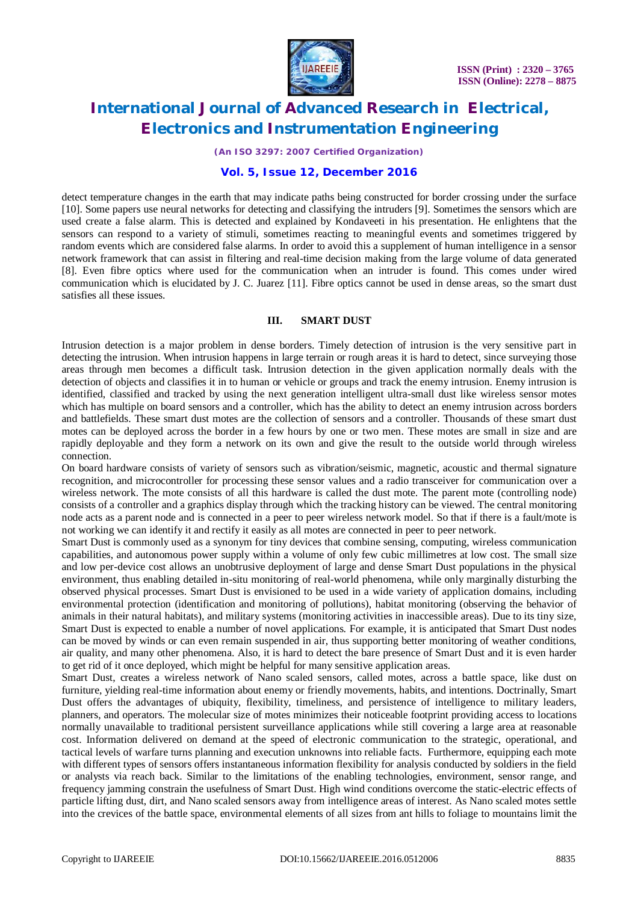detect temperature changes in the earth that may indicate paths being constructed for border crossing under the surface [10]. Some papers use neural networks for detecting and classifying the intruders [9]. Sometimes the sensors which are used create a false alarm. This is detected and explained by Kondaveeti in his presentation. He enlightens that the sensors can respond to a variety of stimuli, sometimes reacting to meaningful events and sometimes triggered by random events which are considered false alarms. In order to avoid this a supplement of human intelligence in a sensor network framework that can assist in filtering and real-time decision making from the large volume of data generated [8]. Even fibre optics where used for the communication when an intruder is found. This comes under wired communication which is elucidated by J. C. Juarez [11]. Fibre optics cannot be used in dense areas, so the smart dust satisfies all these issues.

## III. SMART DUST

Intrusion detection is a major problem in dense borders. Timely detection of intrusion is the very sensitive part in detecting the intrusion. When intrusion happens in large terrain or rough areas it is hard to detect, since surveying those areas through men becomes a difficult task. Intrusion detection in the given application normally deals with the detection of objects and classifies it in to human or vehicle or groups and track the enemy intrusion. Enemy intrusion is identified, classified and tracked by using the next generation intelligent ultra-small dust like wireless sensor motes which has multiple on board sensors and a controller, which has the ability to detect an enemy intrusion across borders and battlefields. These smart dust motes are the collection of sensors and a controller. Thousands of these smart dust motes can be deployed across the border in a few hours by one or two men. These motes are small in size and are rapidly deployable and they form a network on its own and give the result to the outside world through wireless connection.

On board hardware consists of variety of sensors such as vibration/seismic, magnetic, acoustic and thermal signature recognition, and microcontroller for processing these sensor values and a radio transceiver for communication over a wireless network. The mote consists of all this hardware is called the dust mote. The parent mote (controlling node) consists of a controller and a graphics display through which the tracking history can be viewed. The central monitoring node acts as a parent node and is connected in a peer to peer wireless network model. So that if there is a fault/mote is not working we can identify it and rectify it easily as all motes are connected in peer to peer network.

Smart Dust is commonly used as a synonym for tiny devices that combine sensing, computing, wireless communication capabilities, and autonomous power supply within a volume of only few cubic millimetres at low cost. The small size and low per-device cost allows an unobtrusive deployment of large and dense Smart Dust populations in the physical environment, thus enabling detailed in-situ monitoring of real-world phenomena, while only marginally disturbing the observed physical processes. Smart Dust is envisioned to be used in a wide variety of application domains, including environmental protection (identification and monitoring of pollutions), habitat monitoring (observing the behavior of animals in their natural habitats), and military systems (monitoring activities in inaccessible areas). Due to its tiny size, Smart Dust is expected to enable a number of novel applications. For example, it is anticipated that Smart Dust nodes can be moved by winds or can even remain suspended in air, thus supporting better monitoring of weather conditions, air quality, and many other phenomena. Also, it is hard to detect the bare presence of Smart Dust and it is even harder to get rid of it once deployed, which might be helpful for many sensitive application areas.

Smart Dust, creates a wireless network of Nano scaled sensors, called motes, across a battle space, like dust on furniture, yielding real-time information about enemy or friendly movements, habits, and intentions. Doctrinally, Smart Dust offers the advantages of ubiquity, flexibility, timeliness, and persistence of intelligence to military leaders, planners, and operators. The molecular size of motes minimizes their noticeable footprint providing access to locations normally unavailable to traditional persistent surveillance applications while still covering a large area at reasonable cost. Information delivered on demand at the speed of electronic communication to the strategic, operational, and tactical levels of warfare turns planning and execution unknowns into reliable facts. Furthermore, equipping each mote with different types of sensors offers instantaneous information flexibility for analysis conducted by soldiers in the field or analysts via reach back. Similar to the limitations of the enabling technologies, environment, sensor range, and frequency jamming constrain the usefulness of Smart Dust. High wind conditions overcome the static-electric effects of particle lifting dust, dirt, and Nano scaled sensors away from intelligence areas of interest. As Nano scaled motes settle into the crevices of the battle space, environmental elements of all sizes from ant hills to foliage to mountains limit the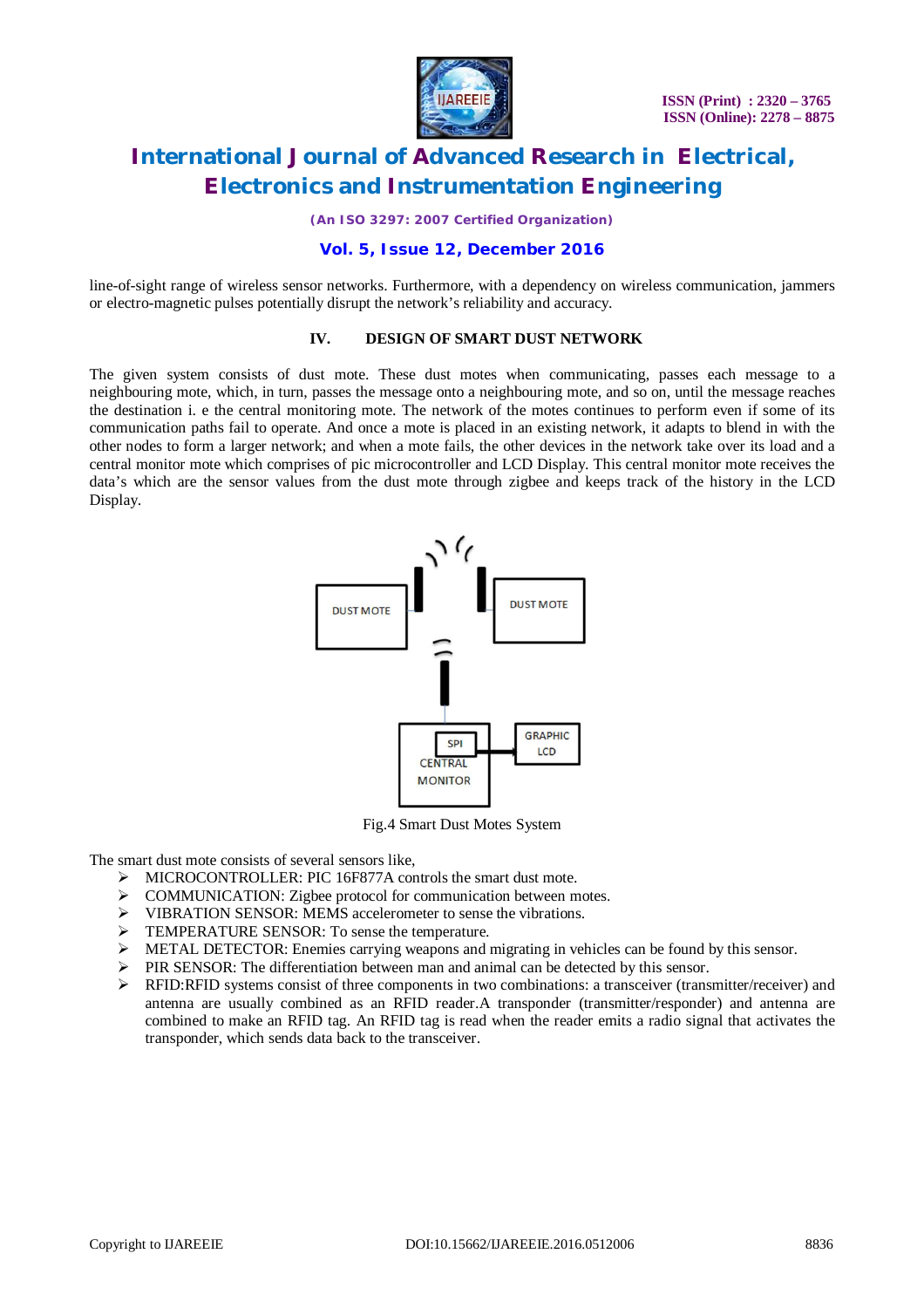line-of-sight range of wireless sensor networks. Furthermore, with a dependency on wireless communication, jammers or electro-magnetic pulses potentially disrupt the network's reliability and accuracy.

## IV. DESIGN OF SMART DUST NETWORK

The given system consists of dust mote. These dust motes when communicating, passes each message to a neighbouring mote, which, in turn, passes the message onto a neighbouring mote, and so on, until the message reaches the destination i. e the central monitoring mote. The network of the motes continues to perform even if some of its communication paths fail to operate. And once a mote is placed in an existing network, it adapts to blend in with the other nodes to form a larger network; and when a mote fails, the other devices in the network take over its load and a central monitor mote which comprises of pic microcontroller and LCD Display. This central monitor mote receives the data's which are the sensor values from the dust mote through zigbee and keeps track of the history in the LCD Display.

Fig.4 Smart Dust Motes System

The smart dust mote consists of several sensors like,

- MICROCONTROLLER: PIC 16F877A controls the smart dust mote.
- COMMUNICATION: Zigbee protocol for communication between motes.
- VIBRATION SENSOR: MEMS accelerometer to sense the vibrations.
- TEMPERATURE SENSOR: To sense the temperature.
- METAL DETECTOR: Enemies carrying weapons and migrating in vehicles can be found by this sensor.
- PIR SENSOR: The differentiation between man and animal can be detected by this sensor.
- RFID:RFID systems consist of three components in two combinations: a transceiver (transmitter/receiver) and antenna are usually combined as an RFID reader.A transponder (transmitter/responder) and antenna are combined to make an RFID tag. An RFID tag is read when the reader emits a radio signal that activates the transponder, which sends data back to the transceiver.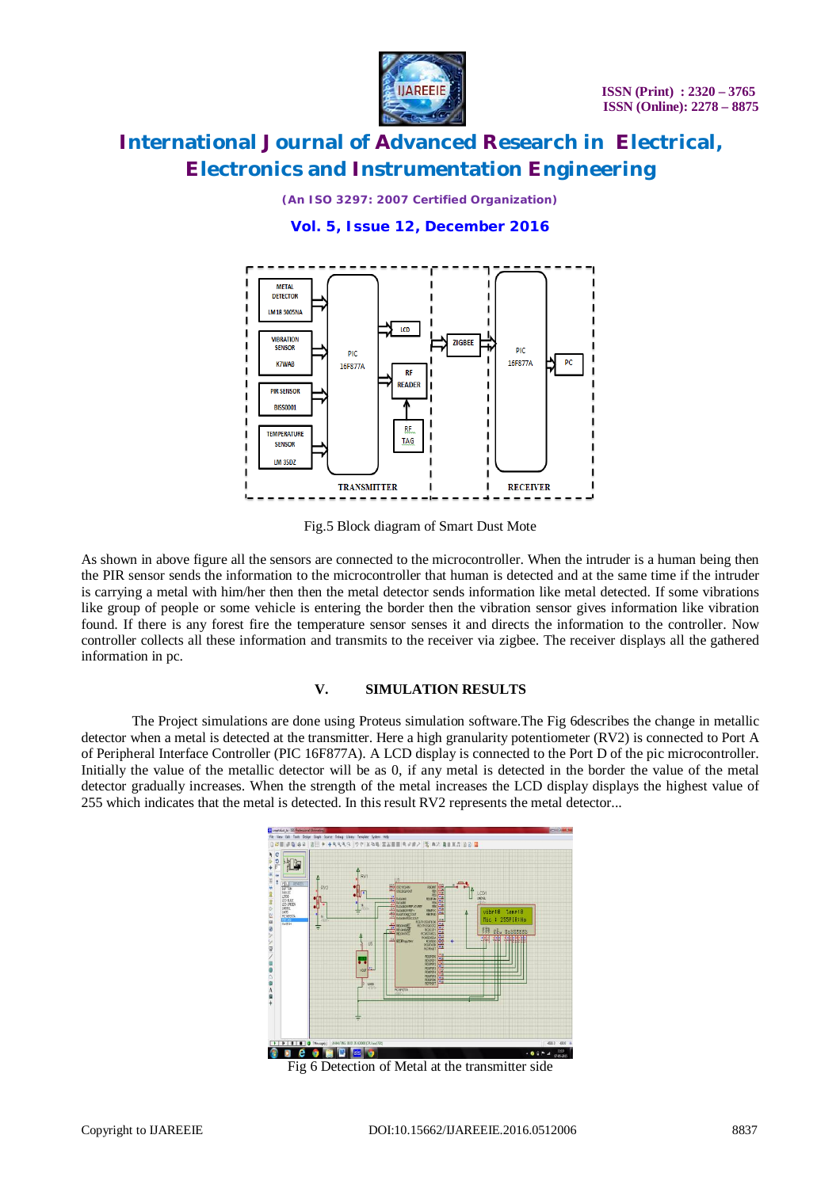Fig.5 Block diagram of Smart Dust Mote

As shown in above figure all the sensors are connected to the microcontroller. When the intruder is a human being then the PIR sensor sends the information to the microcontroller that human is detected and at the same time if the intruder is carrying a metal with him/her then then the metal detector sends information like metal detected. If some vibrations like group of people or some vehicle is entering the border then the vibration sensor gives information like vibration found. If there is any forest fire the temperature sensor senses it and directs the information to the controller. Now controller collects all these information and transmits to the receiver via zigbee. The receiver displays all the gathered information in pc.

## V. SIMULATION RESULTS

The Project simulations are done using Proteus simulation software.The Fig 6describes the change in metallic detector when a metal is detected at the transmitter. Here a high granularity potentiometer (RV2) is connected to Port A of Peripheral Interface Controller (PIC 16F877A). A LCD display is connected to the Port D of the pic microcontroller. Initially the value of the metallic detector will be as 0, if any metal is detected in the border the value of the metal detector gradually increases. When the strength of the metal increases the LCD display displays the highest value of 255 which indicates that the metal is detected. In this result RV2 represents the metal detector...

Fig 6 Detection of Metal at the transmitter side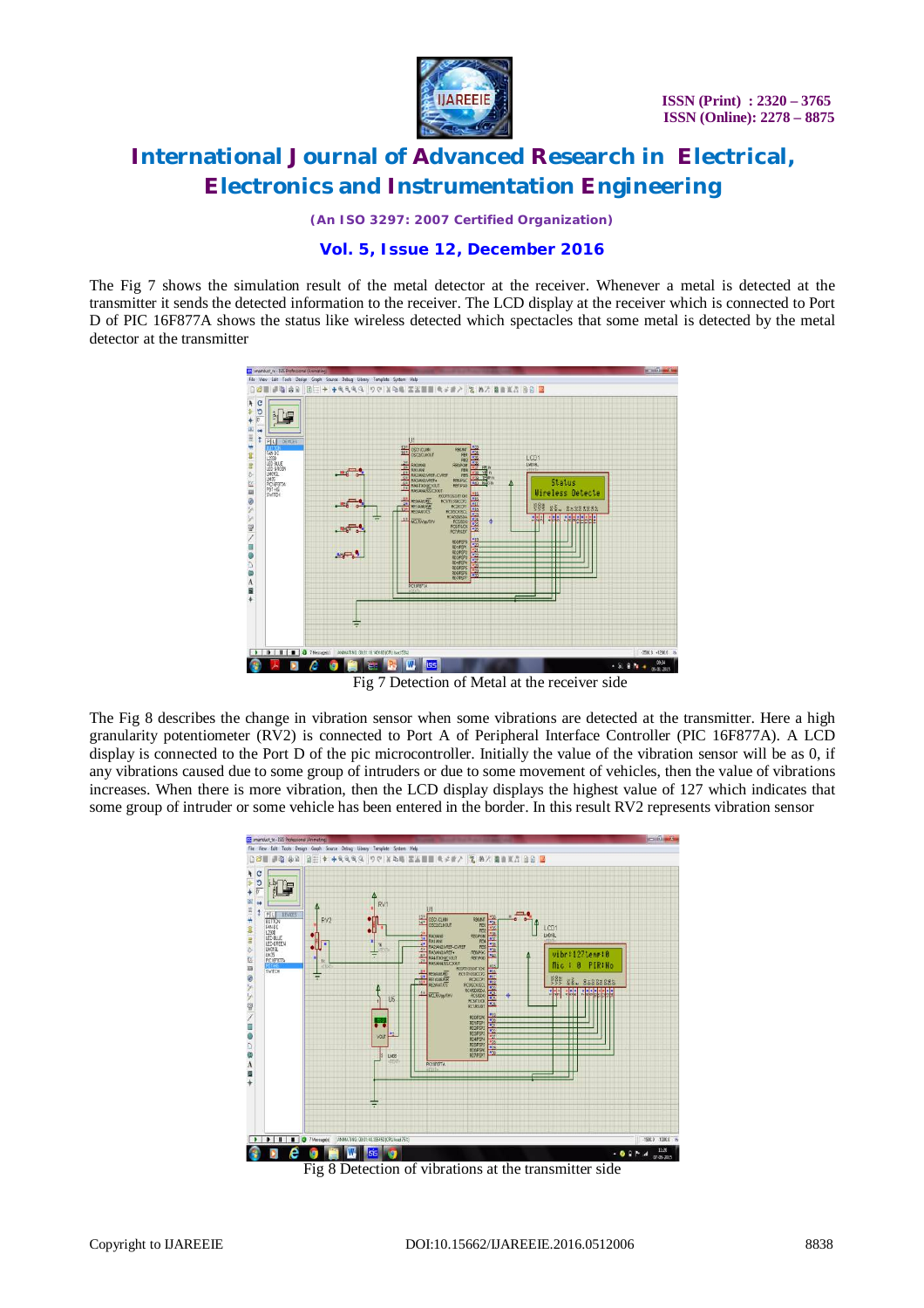The Fig 7 shows the simulation result of the metal detector at the receiver. Whenever a metal is detected at the transmitter it sends the detected information to the receiver. The LCD display at the receiver which is connected to Port D of PIC 16F877A shows the status like wireless detected which spectacles that some metal is detected by the metal detector at the transmitter

Fig 7 Detection of Metal at the receiver side

The Fig 8 describes the change in vibration sensor when some vibrations are detected at the transmitter. Here a high granularity potentiometer (RV2) is connected to Port A of Peripheral Interface Controller (PIC 16F877A). A LCD display is connected to the Port D of the pic microcontroller. Initially the value of the vibration sensor will be as 0, if any vibrations caused due to some group of intruders or due to some movement of vehicles, then the value of vibrations increases. When there is more vibration, then the LCD display displays the highest value of 127 which indicates that some group of intruder or some vehicle has been entered in the border. In this result RV2 represents vibration sensor

Fig 8 Detection of vibrations at the transmitter side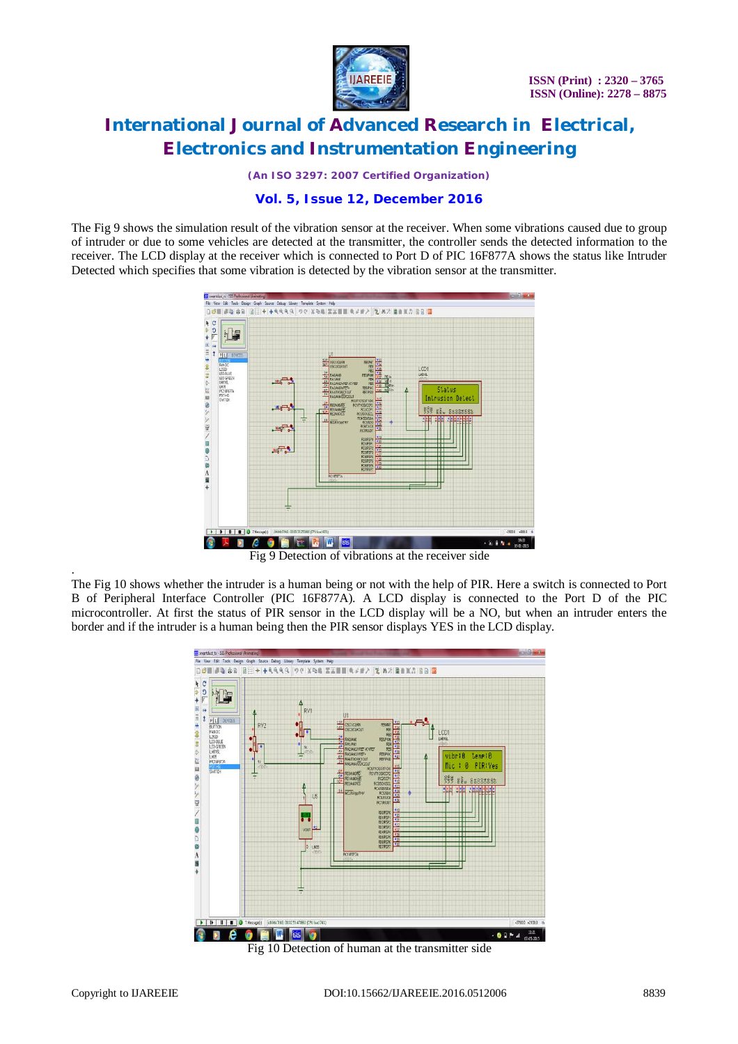The Fig 9 shows the simulation result of the vibration sensor at the receiver. When some vibrations caused due to group of intruder or due to some vehicles are detected at the transmitter, the controller sends the detected information to the receiver. The LCD display at the receiver which is connected to Port D of PIC 16F877A shows the status like Intruder Detected which specifies that some vibration is detected by the vibration sensor at the transmitter.

Fig 9 Detection of vibrations at the receiver side

.

The Fig 10 shows whether the intruder is a human being or not with the help of PIR. Here a switch is connected to Port B of Peripheral Interface Controller (PIC 16F877A). A LCD display is connected to the Port D of the PIC microcontroller. At first the status of PIR sensor in the LCD display will be a NO, but when an intruder enters the border and if the intruder is a human being then the PIR sensor displays YES in the LCD display.

Fig 10 Detection of human at the transmitter side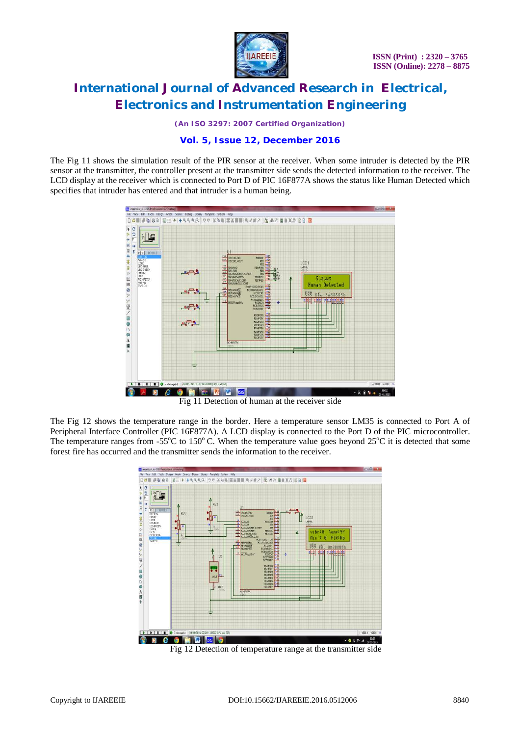The Fig 11 shows the simulation result of the PIR sensor at the receiver. When some intruder is detected by the PIR sensor at the transmitter, the controller present at the transmitter side sends the detected information to the receiver. The LCD display at the receiver which is connected to Port D of PIC 16F877A shows the status like Human Detected which specifies that intruder has entered and that intruder is a human being.

Fig 11 Detection of human at the receiver side

The Fig 12 shows the temperature range in the border. Here a temperature sensor LM35 is connected to Port A of Peripheral Interface Controller (PIC 16F877A). A LCD display is connected to the Port D of the PIC microcontroller. The temperature ranges from -55$^{o}$C to 150$^{o}$ C. When the temperature value goes beyond 25$^{o}$C it is detected that some forest fire has occurred and the transmitter sends the information to the receiver.

Fig 12 Detection of temperature range at the transmitter side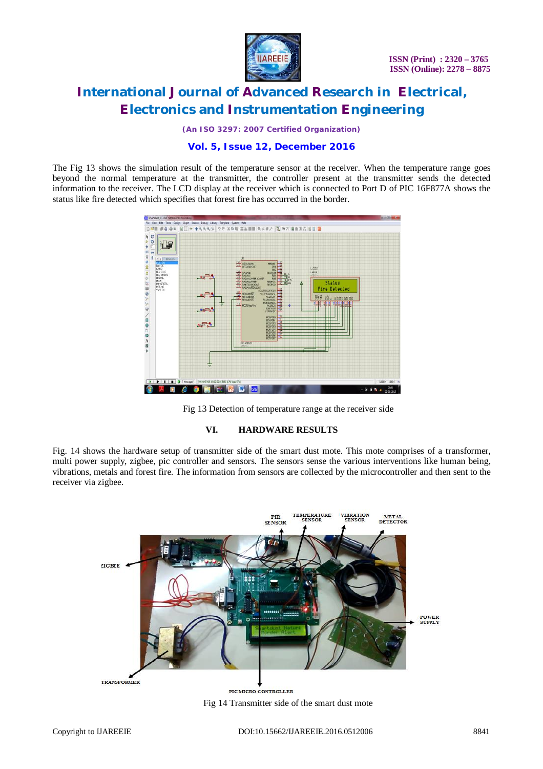The Fig 13 shows the simulation result of the temperature sensor at the receiver. When the temperature range goes beyond the normal temperature at the transmitter, the controller present at the transmitter sends the detected information to the receiver. The LCD display at the receiver which is connected to Port D of PIC 16F877A shows the status like fire detected which specifies that forest fire has occurred in the border.

Fig 13 Detection of temperature range at the receiver side

## VI. HARDWARE RESULTS

Fig. 14 shows the hardware setup of transmitter side of the smart dust mote. This mote comprises of a transformer, multi power supply, zigbee, pic controller and sensors. The sensors sense the various interventions like human being, vibrations, metals and forest fire. The information from sensors are collected by the microcontroller and then sent to the receiver via zigbee.

Fig 14 Transmitter side of the smart dust mote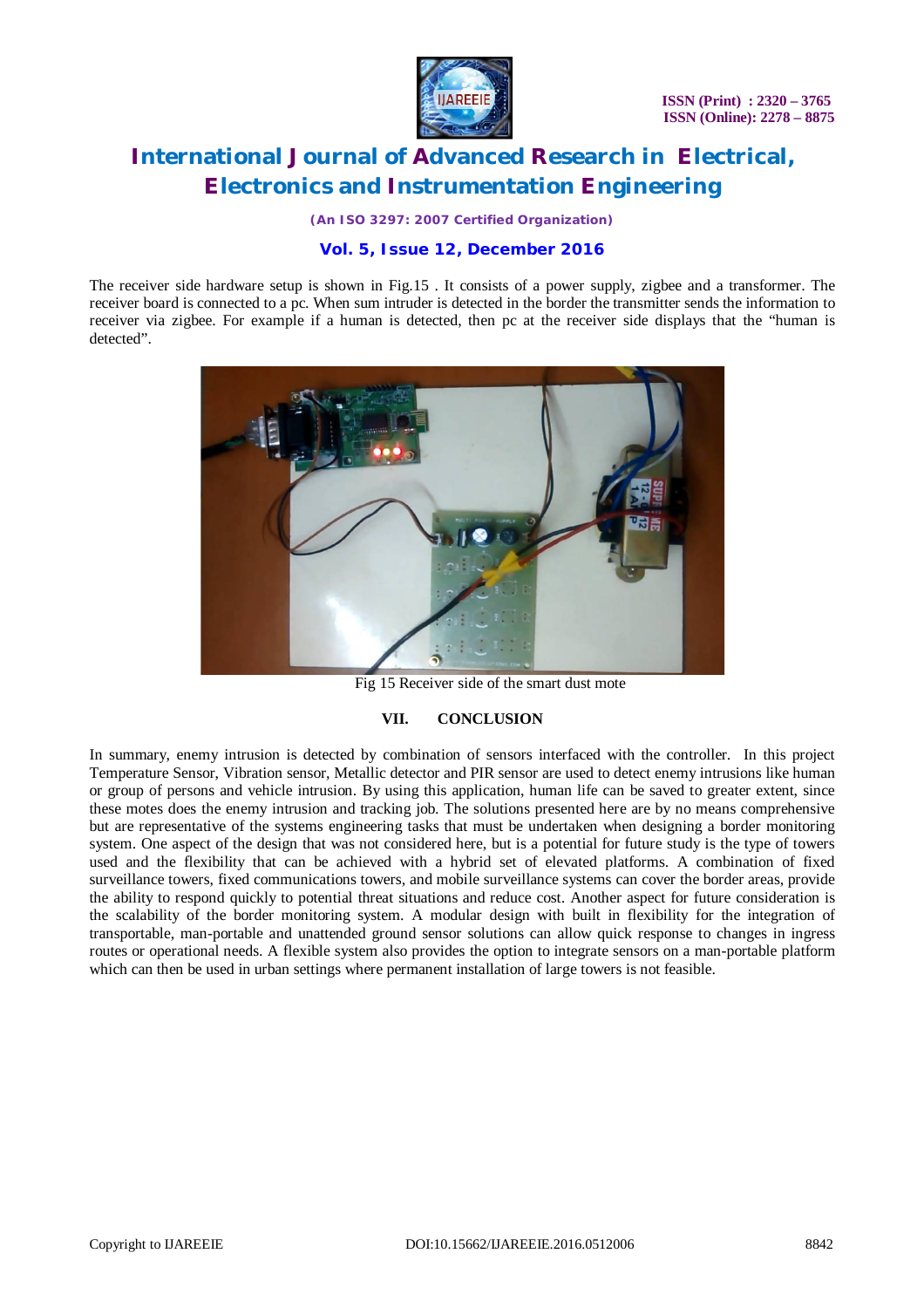The receiver side hardware setup is shown in Fig.15 . It consists of a power supply, zigbee and a transformer. The receiver board is connected to a pc. When sum intruder is detected in the border the transmitter sends the information to receiver via zigbee. For example if a human is detected, then pc at the receiver side displays that the "human is detected".

Fig 15 Receiver side of the smart dust mote

## VII. CONCLUSION

In summary, enemy intrusion is detected by combination of sensors interfaced with the controller. In this project Temperature Sensor, Vibration sensor, Metallic detector and PIR sensor are used to detect enemy intrusions like human or group of persons and vehicle intrusion. By using this application, human life can be saved to greater extent, since these motes does the enemy intrusion and tracking job. The solutions presented here are by no means comprehensive but are representative of the systems engineering tasks that must be undertaken when designing a border monitoring system. One aspect of the design that was not considered here, but is a potential for future study is the type of towers used and the flexibility that can be achieved with a hybrid set of elevated platforms. A combination of fixed surveillance towers, fixed communications towers, and mobile surveillance systems can cover the border areas, provide the ability to respond quickly to potential threat situations and reduce cost. Another aspect for future consideration is the scalability of the border monitoring system. A modular design with built in flexibility for the integration of transportable, man-portable and unattended ground sensor solutions can allow quick response to changes in ingress routes or operational needs. A flexible system also provides the option to integrate sensors on a man-portable platform which can then be used in urban settings where permanent installation of large towers is not feasible.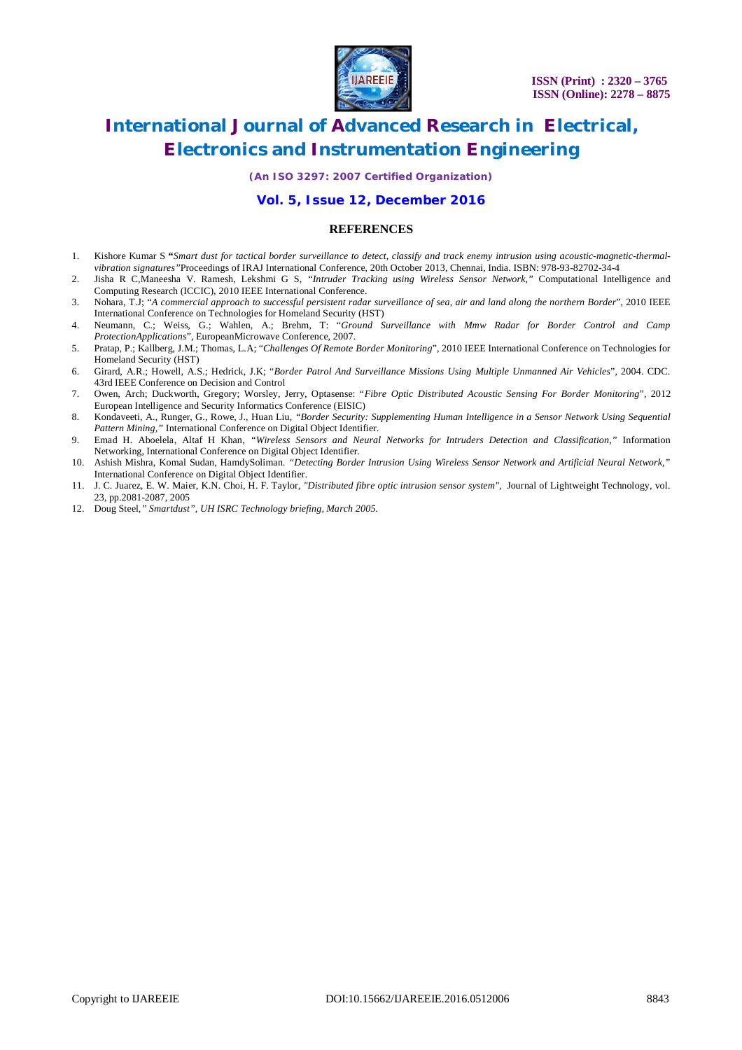## REFERENCES

1. Kishore Kumar S "*Smart dust for tactical border surveillance to detect, classify and track enemy intrusion using acoustic-magnetic-thermal-vibration signatures*"Proceedings of IRAJ International Conference, 20th October 2013, Chennai, India. ISBN: 978-93-82702-34-4
2. Jisha R C,Maneesha V. Ramesh, Lekshmi G S, *"Intruder Tracking using Wireless Sensor Network,"* Computational Intelligence and Computing Research (ICCIC), 2010 IEEE International Conference.
3. Nohara, T.J; "*A commercial approach to successful persistent radar surveillance of sea, air and land along the northern Border*", 2010 IEEE International Conference on Technologies for Homeland Security (HST)
4. Neumann, C.; Weiss, G.; Wahlen, A.; Brehm, T: "*Ground Surveillance with Mmw Radar for Border Control and Camp ProtectionApplications*", EuropeanMicrowave Conference, 2007.
5. Pratap, P.; Kallberg, J.M.; Thomas, L.A; "*Challenges Of Remote Border Monitoring*", 2010 IEEE International Conference on Technologies for Homeland Security (HST)
6. Girard, A.R.; Howell, A.S.; Hedrick, J.K; "*Border Patrol And Surveillance Missions Using Multiple Unmanned Air Vehicles*", 2004. CDC. 43rd IEEE Conference on Decision and Control
7. Owen, Arch; Duckworth, Gregory; Worsley, Jerry, Optasense: "*Fibre Optic Distributed Acoustic Sensing For Border Monitoring*", 2012 European Intelligence and Security Informatics Conference (EISIC)
8. Kondaveeti, A., Runger, G., Rowe, J., Huan Liu, *"Border Security: Supplementing Human Intelligence in a Sensor Network Using Sequential Pattern Mining,"* International Conference on Digital Object Identifier.
9. Emad H. Aboelela, Altaf H Khan, *"Wireless Sensors and Neural Networks for Intruders Detection and Classification,"* Information Networking, International Conference on Digital Object Identifier.
10. Ashish Mishra, Komal Sudan, HamdySoliman. *"Detecting Border Intrusion Using Wireless Sensor Network and Artificial Neural Network,"* International Conference on Digital Object Identifier.
11. J. C. Juarez, E. W. Maier, K.N. Choi, H. F. Taylor, *"Distributed fibre optic intrusion sensor system",* Journal of Lightweight Technology, vol. 23, pp.2081-2087, 2005
12. Doug Steel*," Smartdust", UH ISRC Technology briefing, March 2005.*